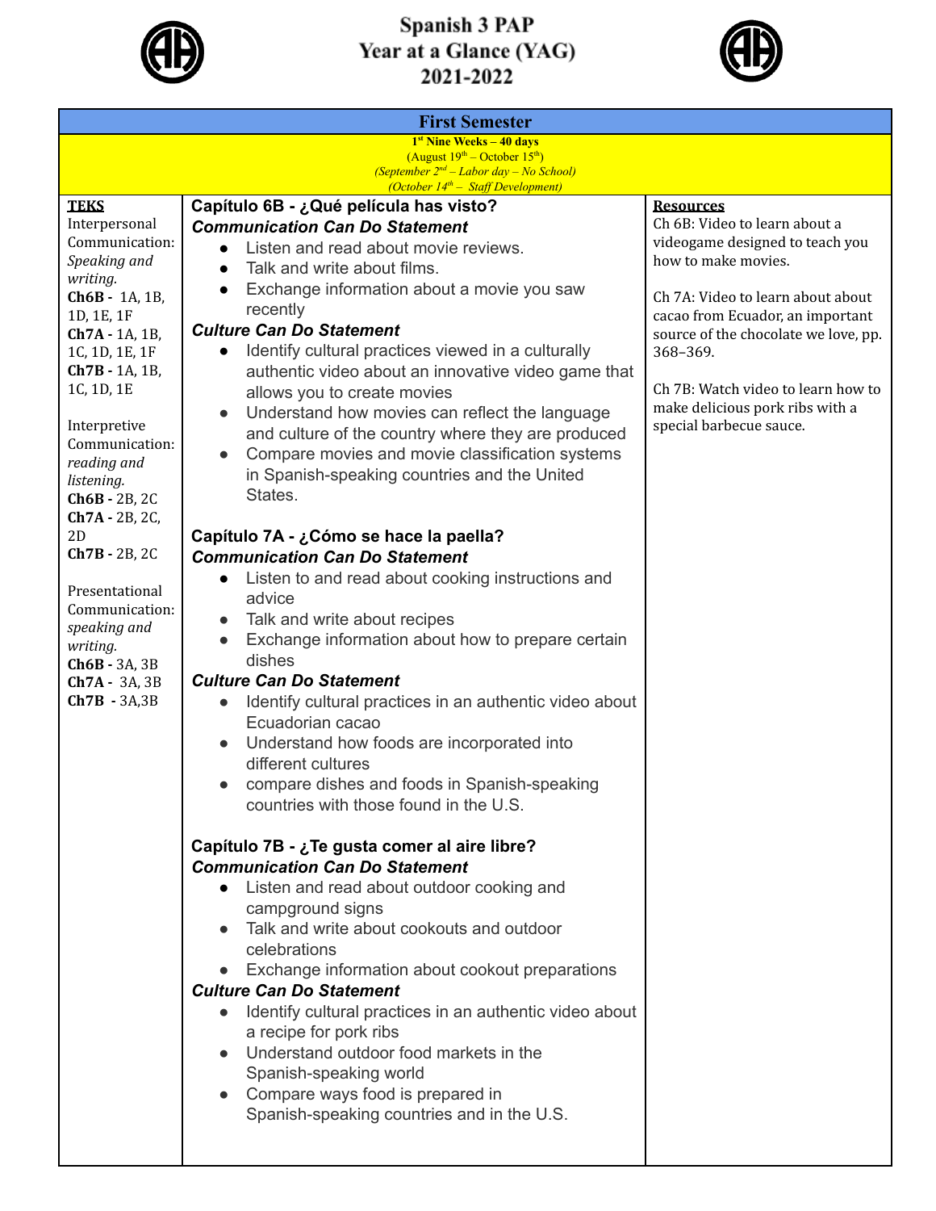# Spanish 3 PAP
# Year at a Glance (YAG)
# 2021-2022

## First Semester

**1st Nine Weeks – 40 days**
(August 19th – October 15th)
*(September 2nd – Labor day – No School)*
*(October 14th – Staff Development)*

| TEKS | | Resources |
|---|---|---|
| Interpersonal Communication: *Speaking and writing.* **Ch6B -** 1A, 1B, 1D, 1E, 1F **Ch7A -** 1A, 1B, 1C, 1D, 1E, 1F **Ch7B -** 1A, 1B, 1C, 1D, 1E<br><br>Interpretive Communication: *reading and listening.* **Ch6B -** 2B, 2C **Ch7A -** 2B, 2C, 2D **Ch7B -** 2B, 2C<br><br>Presentational Communication: *speaking and writing.* **Ch6B -** 3A, 3B **Ch7A -** 3A, 3B **Ch7B -** 3A,3B | **Capítulo 6B - ¿Qué película has visto?**<br>***Communication Can Do Statement***<br>• Listen and read about movie reviews.<br>• Talk and write about films.<br>• Exchange information about a movie you saw recently<br>***Culture Can Do Statement***<br>• Identify cultural practices viewed in a culturally authentic video about an innovative video game that allows you to create movies<br>• Understand how movies can reflect the language and culture of the country where they are produced<br>• Compare movies and movie classification systems in Spanish-speaking countries and the United States.<br><br>**Capítulo 7A - ¿Cómo se hace la paella?**<br>***Communication Can Do Statement***<br>• Listen to and read about cooking instructions and advice<br>• Talk and write about recipes<br>• Exchange information about how to prepare certain dishes<br>***Culture Can Do Statement***<br>• Identify cultural practices in an authentic video about Ecuadorian cacao<br>• Understand how foods are incorporated into different cultures<br>• compare dishes and foods in Spanish-speaking countries with those found in the U.S.<br><br>**Capítulo 7B - ¿Te gusta comer al aire libre?**<br>***Communication Can Do Statement***<br>• Listen and read about outdoor cooking and campground signs<br>• Talk and write about cookouts and outdoor celebrations<br>• Exchange information about cookout preparations<br>***Culture Can Do Statement***<br>• Identify cultural practices in an authentic video about a recipe for pork ribs<br>• Understand outdoor food markets in the Spanish-speaking world<br>• Compare ways food is prepared in Spanish-speaking countries and in the U.S. | Ch 6B: Video to learn about a videogame designed to teach you how to make movies.<br><br>Ch 7A: Video to learn about about cacao from Ecuador, an important source of the chocolate we love, pp. 368–369.<br><br>Ch 7B: Watch video to learn how to make delicious pork ribs with a special barbecue sauce. |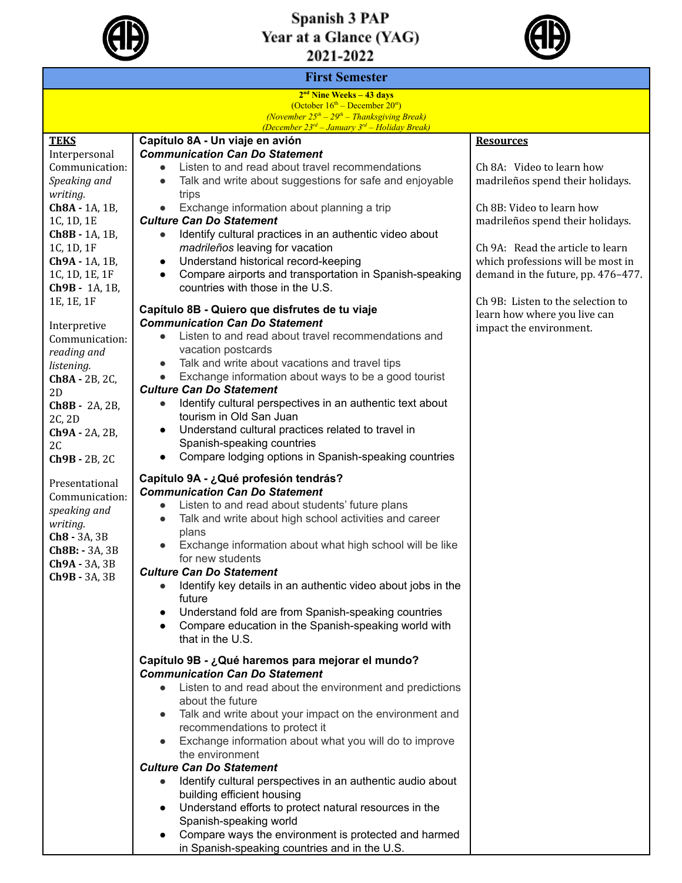# Spanish 3 PAP
# Year at a Glance (YAG)
# 2021-2022

## First Semester

**2nd Nine Weeks – 43 days**
(October 16th – December 20st)
*(November 25th – 29th – Thanksgiving Break)*
*(December 23rd – January 3rd – Holiday Break)*

| TEKS | | Resources |
|---|---|---|
| Interpersonal Communication: *Speaking and writing.*<br>**Ch8A -** 1A, 1B, 1C, 1D, 1E<br>**Ch8B -** 1A, 1B, 1C, 1D, 1F<br>**Ch9A -** 1A, 1B, 1C, 1D, 1E, 1F<br>**Ch9B -** 1A, 1B, 1E, 1E, 1F<br><br>Interpretive Communication: *reading and listening.*<br>**Ch8A -** 2B, 2C, 2D<br>**Ch8B -** 2A, 2B, 2C, 2D<br>**Ch9A -** 2A, 2B, 2C<br>**Ch9B -** 2B, 2C<br><br>Presentational Communication: *speaking and writing.*<br>**Ch8 -** 3A, 3B<br>**Ch8B: -** 3A, 3B<br>**Ch9A -** 3A, 3B<br>**Ch9B -** 3A, 3B | **Capítulo 8A - Un viaje en avión**<br>***Communication Can Do Statement***<br>• Listen to and read about travel recommendations<br>• Talk and write about suggestions for safe and enjoyable trips<br>• Exchange information about planning a trip<br>***Culture Can Do Statement***<br>• Identify cultural practices in an authentic video about *madrileños* leaving for vacation<br>• Understand historical record-keeping<br>• Compare airports and transportation in Spanish-speaking countries with those in the U.S.<br><br>**Capítulo 8B - Quiero que disfrutes de tu viaje**<br>***Communication Can Do Statement***<br>• Listen to and read about travel recommendations and vacation postcards<br>• Talk and write about vacations and travel tips<br>• Exchange information about ways to be a good tourist<br>***Culture Can Do Statement***<br>• Identify cultural perspectives in an authentic text about tourism in Old San Juan<br>• Understand cultural practices related to travel in Spanish-speaking countries<br>• Compare lodging options in Spanish-speaking countries<br><br>**Capítulo 9A - ¿Qué profesión tendrás?**<br>***Communication Can Do Statement***<br>• Listen to and read about students' future plans<br>• Talk and write about high school activities and career plans<br>• Exchange information about what high school will be like for new students<br>***Culture Can Do Statement***<br>• Identify key details in an authentic video about jobs in the future<br>• Understand fold are from Spanish-speaking countries<br>• Compare education in the Spanish-speaking world with that in the U.S.<br><br>**Capítulo 9B - ¿Qué haremos para mejorar el mundo?**<br>***Communication Can Do Statement***<br>• Listen to and read about the environment and predictions about the future<br>• Talk and write about your impact on the environment and recommendations to protect it<br>• Exchange information about what you will do to improve the environment<br>***Culture Can Do Statement***<br>• Identify cultural perspectives in an authentic audio about building efficient housing<br>• Understand efforts to protect natural resources in the Spanish-speaking world<br>• Compare ways the environment is protected and harmed in Spanish-speaking countries and in the U.S. | Ch 8A: Video to learn how madrileños spend their holidays.<br><br>Ch 8B: Video to learn how madrileños spend their holidays.<br><br>Ch 9A: Read the article to learn which professions will be most in demand in the future, pp. 476–477.<br><br>Ch 9B: Listen to the selection to learn how where you live can impact the environment. |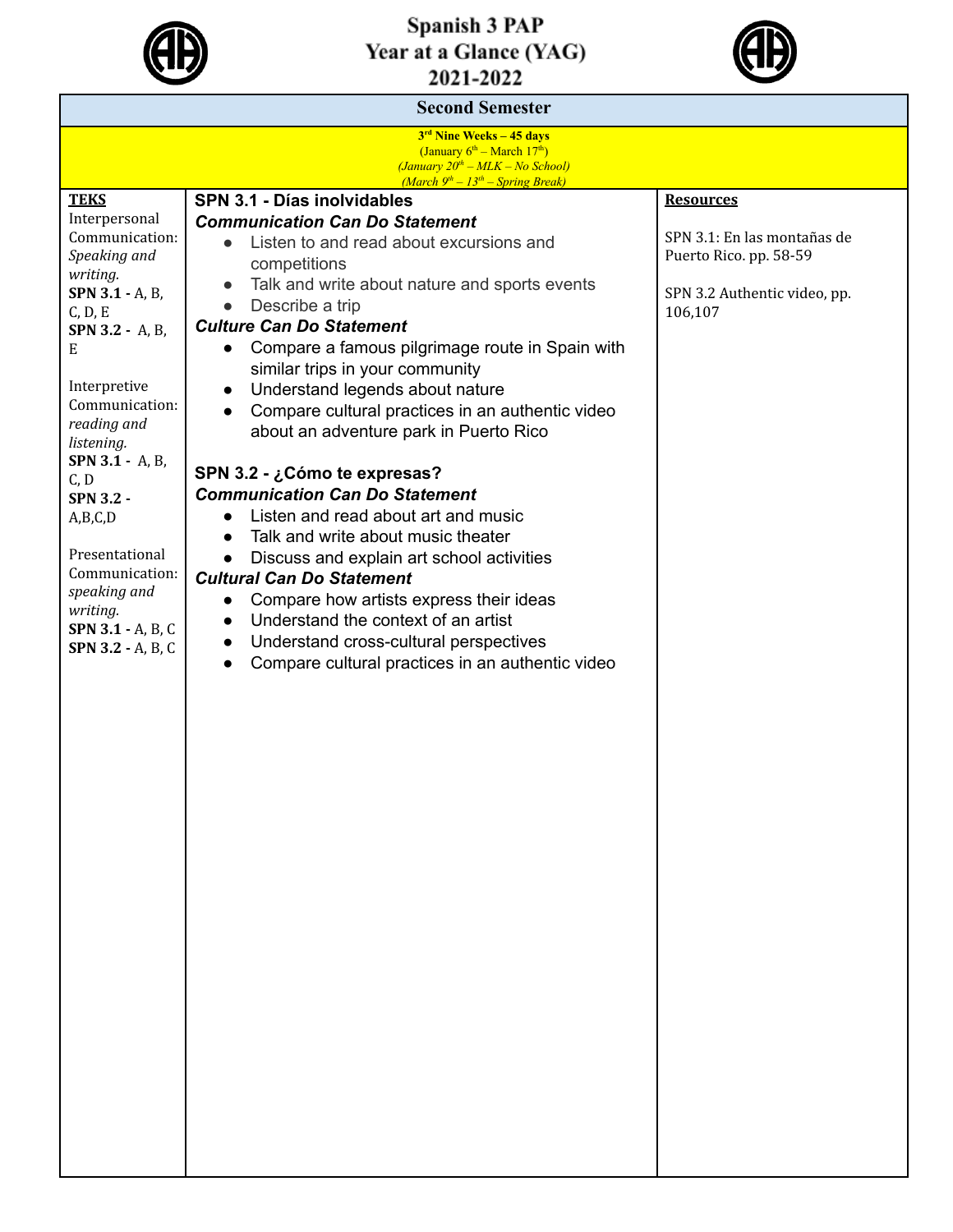# Spanish 3 PAP
# Year at a Glance (YAG)
# 2021-2022

| Second Semester | | |
|---|---|---|
| **3rd Nine Weeks – 45 days**<br>(January 6th – March 17th)<br>*(January 20th – MLK – No School)*<br>*(March 9th – 13th – Spring Break)* | | |
| **TEKS**<br>Interpersonal Communication: *Speaking and writing.*<br>**SPN 3.1 -** A, B, C, D, E<br>**SPN 3.2 -** A, B, E<br><br>Interpretive Communication: *reading and listening.*<br>**SPN 3.1 -** A, B, C, D<br>**SPN 3.2 -** A,B,C,D<br><br>Presentational Communication: *speaking and writing.*<br>**SPN 3.1 -** A, B, C<br>**SPN 3.2 -** A, B, C | **SPN 3.1 - Días inolvidables**<br>***Communication Can Do Statement***<br>• Listen to and read about excursions and competitions<br>• Talk and write about nature and sports events<br>• Describe a trip<br>***Culture Can Do Statement***<br>• Compare a famous pilgrimage route in Spain with similar trips in your community<br>• Understand legends about nature<br>• Compare cultural practices in an authentic video about an adventure park in Puerto Rico<br><br>**SPN 3.2 - ¿Cómo te expresas?**<br>***Communication Can Do Statement***<br>• Listen and read about art and music<br>• Talk and write about music theater<br>• Discuss and explain art school activities<br>***Cultural Can Do Statement***<br>• Compare how artists express their ideas<br>• Understand the context of an artist<br>• Understand cross-cultural perspectives<br>• Compare cultural practices in an authentic video | **Resources**<br><br>SPN 3.1: En las montañas de Puerto Rico. pp. 58-59<br><br>SPN 3.2 Authentic video, pp. 106,107 |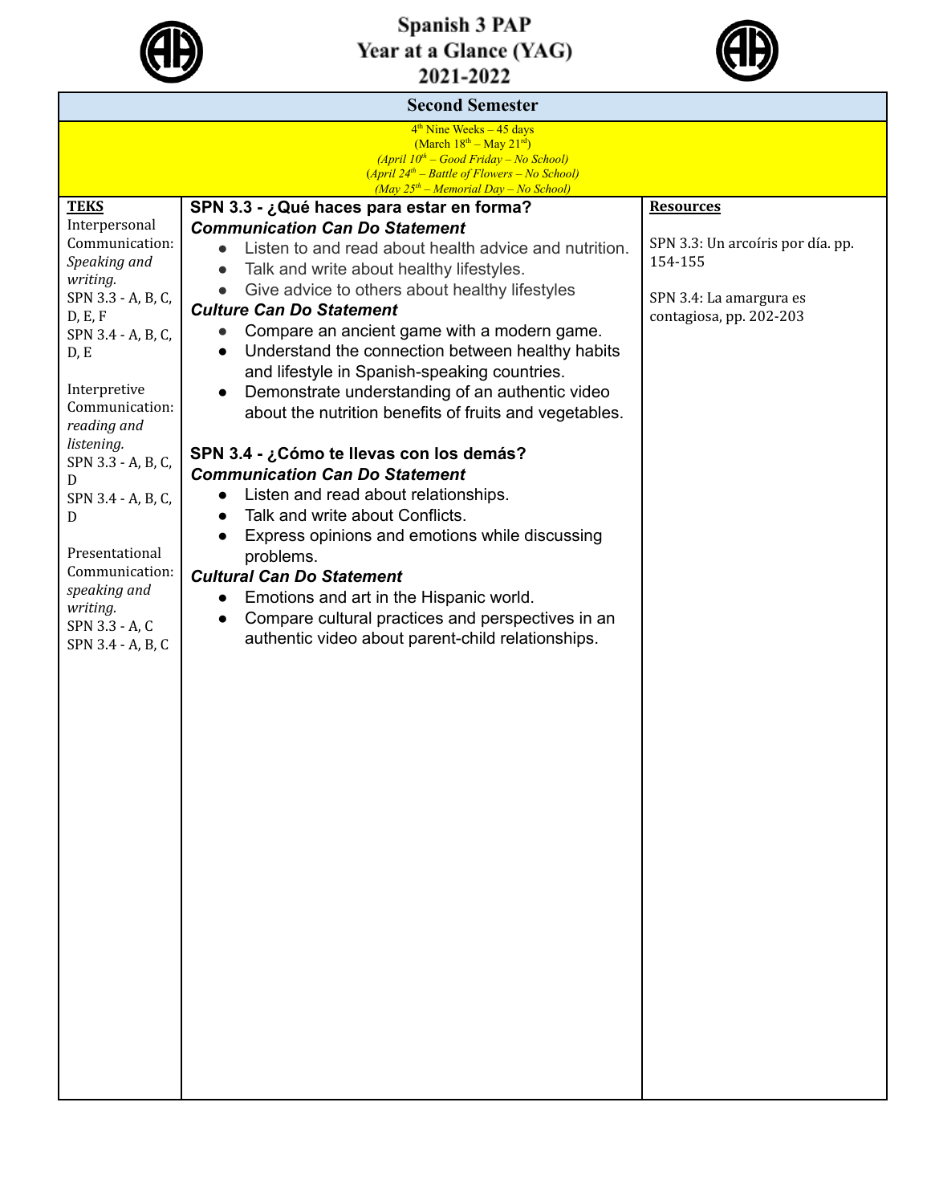# Spanish 3 PAP
# Year at a Glance (YAG)
# 2021-2022

## Second Semester

4th Nine Weeks – 45 days
(March 18th – May 21st)
*(April 10th – Good Friday – No School)*
*(April 24th – Battle of Flowers – No School)*
*(May 25th – Memorial Day – No School)*

| TEKS | | Resources |
|---|---|---|
| Interpersonal Communication: *Speaking and writing.*<br>SPN 3.3 - A, B, C, D, E, F<br>SPN 3.4 - A, B, C, D, E<br><br>Interpretive Communication: *reading and listening.*<br>SPN 3.3 - A, B, C, D<br>SPN 3.4 - A, B, C, D<br><br>Presentational Communication: *speaking and writing.*<br>SPN 3.3 - A, C<br>SPN 3.4 - A, B, C | **SPN 3.3 - ¿Qué haces para estar en forma?**<br>***Communication Can Do Statement***<br>• Listen to and read about health advice and nutrition.<br>• Talk and write about healthy lifestyles.<br>• Give advice to others about healthy lifestyles<br>***Culture Can Do Statement***<br>• Compare an ancient game with a modern game.<br>• Understand the connection between healthy habits and lifestyle in Spanish-speaking countries.<br>• Demonstrate understanding of an authentic video about the nutrition benefits of fruits and vegetables.<br><br>**SPN 3.4 - ¿Cómo te llevas con los demás?**<br>***Communication Can Do Statement***<br>• Listen and read about relationships.<br>• Talk and write about Conflicts.<br>• Express opinions and emotions while discussing problems.<br>***Cultural Can Do Statement***<br>• Emotions and art in the Hispanic world.<br>• Compare cultural practices and perspectives in an authentic video about parent-child relationships. | SPN 3.3: Un arcoíris por día. pp. 154-155<br><br>SPN 3.4: La amargura es contagiosa, pp. 202-203 |